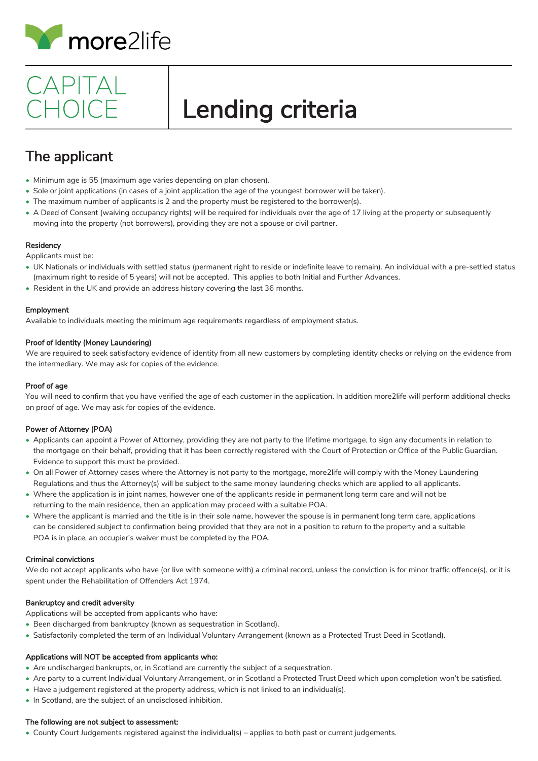more2life

# CAPITAL CHOICE

# Lending criteria

## The applicant

- Minimum age is 55 (maximum age varies depending on plan chosen).
- Sole or joint applications (in cases of a joint application the age of the youngest borrower will be taken).
- The maximum number of applicants is 2 and the property must be registered to the borrower(s).
- A Deed of Consent (waiving occupancy rights) will be required for individuals over the age of 17 living at the property or subsequently moving into the property (not borrowers), providing they are not a spouse or civil partner.

### Residency

Applicants must be:

- UK Nationals or individuals with settled status (permanent right to reside or indefinite leave to remain). An individual with a pre-settled status (maximum right to reside of 5 years) will not be accepted. This applies to both Initial and Further Advances.
- Resident in the UK and provide an address history covering the last 36 months.

### Employment

Available to individuals meeting the minimum age requirements regardless of employment status.

### Proof of Identity (Money Laundering)

We are required to seek satisfactory evidence of identity from all new customers by completing identity checks or relying on the evidence from the intermediary. We may ask for copies of the evidence.

### Proof of age

You will need to confirm that you have verified the age of each customer in the application. In addition more2life will perform additional checks on proof of age. We may ask for copies of the evidence.

### Power of Attorney (POA)

- Applicants can appoint a Power of Attorney, providing they are not party to the lifetime mortgage, to sign any documents in relation to the mortgage on their behalf, providing that it has been correctly registered with the Court of Protection or Office of the Public Guardian. Evidence to support this must be provided.
- On all Power of Attorney cases where the Attorney is not party to the mortgage, more2life will comply with the Money Laundering Regulations and thus the Attorney(s) will be subject to the same money laundering checks which are applied to all applicants.
- Where the application is in joint names, however one of the applicants reside in permanent long term care and will not be returning to the main residence, then an application may proceed with a suitable POA.
- Where the applicant is married and the title is in their sole name, however the spouse is in permanent long term care, applications can be considered subject to confirmation being provided that they are not in a position to return to the property and a suitable POA is in place, an occupier's waiver must be completed by the POA.

### Criminal convictions

We do not accept applicants who have (or live with someone with) a criminal record, unless the conviction is for minor traffic offence(s), or it is spent under the Rehabilitation of Offenders Act 1974.

### Bankruptcy and credit adversity

Applications will be accepted from applicants who have:

- Been discharged from bankruptcy (known as sequestration in Scotland).
- Satisfactorily completed the term of an Individual Voluntary Arrangement (known as a Protected Trust Deed in Scotland).

### Applications will NOT be accepted from applicants who:

- Are undischarged bankrupts, or, in Scotland are currently the subject of a sequestration.
- Are party to a current Individual Voluntary Arrangement, or in Scotland a Protected Trust Deed which upon completion won't be satisfied.
- Have a judgement registered at the property address, which is not linked to an individual(s).
- In Scotland, are the subject of an undisclosed inhibition.

### The following are not subject to assessment:

- County Court Judgements registered against the individual(s) – applies to both past or current judgements.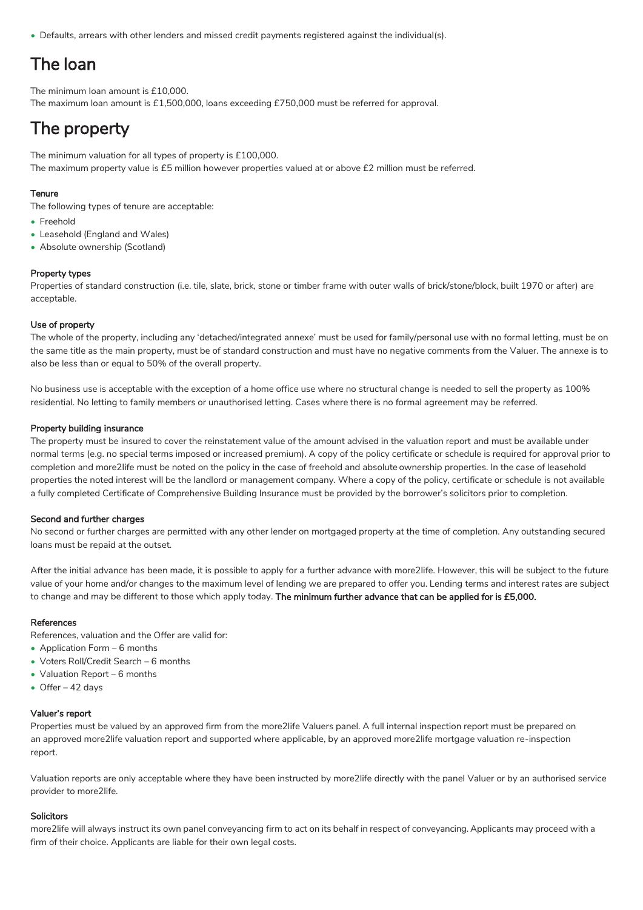- Defaults, arrears with other lenders and missed credit payments registered against the individual(s).

## The loan

The minimum loan amount is £10,000.
The maximum loan amount is £1,500,000, loans exceeding £750,000 must be referred for approval.

## The property

The minimum valuation for all types of property is £100,000.
The maximum property value is £5 million however properties valued at or above £2 million must be referred.

### Tenure

The following types of tenure are acceptable:

- Freehold
- Leasehold (England and Wales)
- Absolute ownership (Scotland)

### Property types

Properties of standard construction (i.e. tile, slate, brick, stone or timber frame with outer walls of brick/stone/block, built 1970 or after) are acceptable.

### Use of property

The whole of the property, including any 'detached/integrated annexe' must be used for family/personal use with no formal letting, must be on the same title as the main property, must be of standard construction and must have no negative comments from the Valuer. The annexe is to also be less than or equal to 50% of the overall property.

No business use is acceptable with the exception of a home office use where no structural change is needed to sell the property as 100% residential. No letting to family members or unauthorised letting. Cases where there is no formal agreement may be referred.

### Property building insurance

The property must be insured to cover the reinstatement value of the amount advised in the valuation report and must be available under normal terms (e.g. no special terms imposed or increased premium). A copy of the policy certificate or schedule is required for approval prior to completion and more2life must be noted on the policy in the case of freehold and absolute ownership properties. In the case of leasehold properties the noted interest will be the landlord or management company. Where a copy of the policy, certificate or schedule is not available a fully completed Certificate of Comprehensive Building Insurance must be provided by the borrower's solicitors prior to completion.

### Second and further charges

No second or further charges are permitted with any other lender on mortgaged property at the time of completion. Any outstanding secured loans must be repaid at the outset.

After the initial advance has been made, it is possible to apply for a further advance with more2life. However, this will be subject to the future value of your home and/or changes to the maximum level of lending we are prepared to offer you. Lending terms and interest rates are subject to change and may be different to those which apply today. **The minimum further advance that can be applied for is £5,000.**

### References

References, valuation and the Offer are valid for:

- Application Form – 6 months
- Voters Roll/Credit Search – 6 months
- Valuation Report – 6 months
- Offer – 42 days

### Valuer's report

Properties must be valued by an approved firm from the more2life Valuers panel. A full internal inspection report must be prepared on an approved more2life valuation report and supported where applicable, by an approved more2life mortgage valuation re-inspection report.

Valuation reports are only acceptable where they have been instructed by more2life directly with the panel Valuer or by an authorised service provider to more2life.

### Solicitors

more2life will always instruct its own panel conveyancing firm to act on its behalf in respect of conveyancing. Applicants may proceed with a firm of their choice. Applicants are liable for their own legal costs.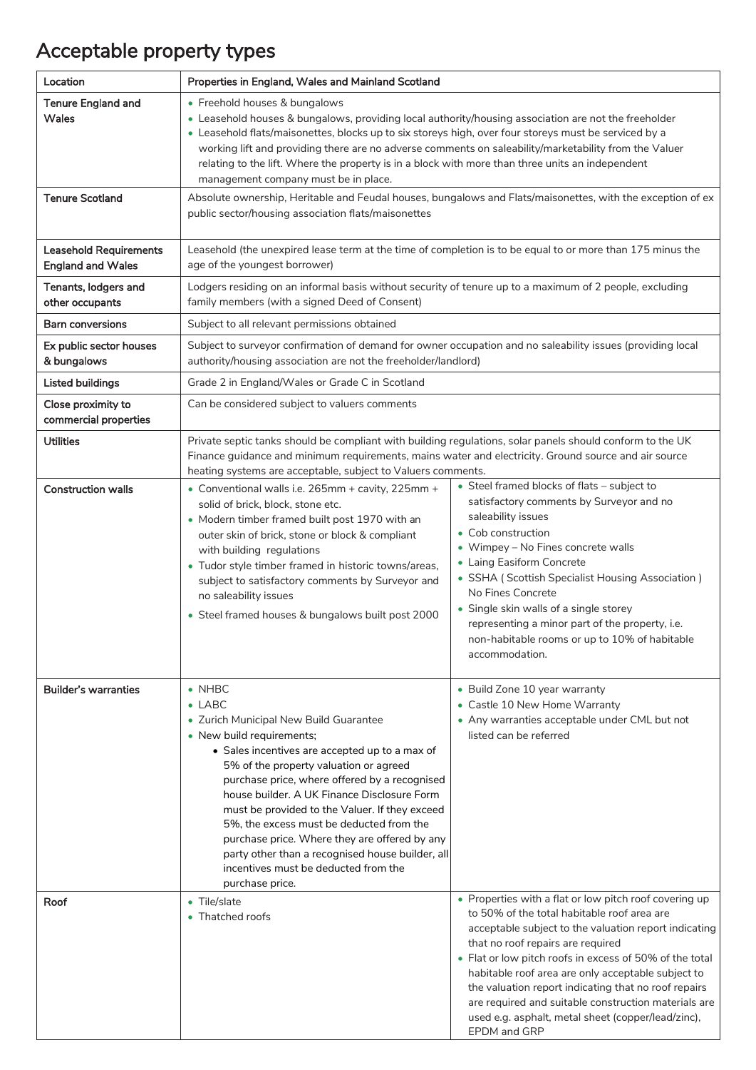# Acceptable property types

| Location | Properties in England, Wales and Mainland Scotland | |
|---|---|---|
| Tenure England and Wales | • Freehold houses & bungalows<br>• Leasehold houses & bungalows, providing local authority/housing association are not the freeholder<br>• Leasehold flats/maisonettes, blocks up to six storeys high, over four storeys must be serviced by a working lift and providing there are no adverse comments on saleability/marketability from the Valuer relating to the lift. Where the property is in a block with more than three units an independent management company must be in place. | |
| Tenure Scotland | Absolute ownership, Heritable and Feudal houses, bungalows and Flats/maisonettes, with the exception of ex public sector/housing association flats/maisonettes | |
| Leasehold Requirements England and Wales | Leasehold (the unexpired lease term at the time of completion is to be equal to or more than 175 minus the age of the youngest borrower) | |
| Tenants, lodgers and other occupants | Lodgers residing on an informal basis without security of tenure up to a maximum of 2 people, excluding family members (with a signed Deed of Consent) | |
| Barn conversions | Subject to all relevant permissions obtained | |
| Ex public sector houses & bungalows | Subject to surveyor confirmation of demand for owner occupation and no saleability issues (providing local authority/housing association are not the freeholder/landlord) | |
| Listed buildings | Grade 2 in England/Wales or Grade C in Scotland | |
| Close proximity to commercial properties | Can be considered subject to valuers comments | |
| Utilities | Private septic tanks should be compliant with building regulations, solar panels should conform to the UK Finance guidance and minimum requirements, mains water and electricity. Ground source and air source heating systems are acceptable, subject to Valuers comments. | |
| Construction walls | • Conventional walls i.e. 265mm + cavity, 225mm + solid of brick, block, stone etc.<br>• Modern timber framed built post 1970 with an outer skin of brick, stone or block & compliant with building regulations<br>• Tudor style timber framed in historic towns/areas, subject to satisfactory comments by Surveyor and no saleability issues<br>• Steel framed houses & bungalows built post 2000 | • Steel framed blocks of flats – subject to satisfactory comments by Surveyor and no saleability issues<br>• Cob construction<br>• Wimpey – No Fines concrete walls<br>• Laing Easiform Concrete<br>• SSHA ( Scottish Specialist Housing Association ) No Fines Concrete<br>• Single skin walls of a single storey representing a minor part of the property, i.e. non-habitable rooms or up to 10% of habitable accommodation. |
| Builder's warranties | • NHBC<br>• LABC<br>• Zurich Municipal New Build Guarantee<br>• New build requirements;<br>&nbsp;&nbsp;&nbsp;&nbsp;• Sales incentives are accepted up to a max of 5% of the property valuation or agreed purchase price, where offered by a recognised house builder. A UK Finance Disclosure Form must be provided to the Valuer. If they exceed 5%, the excess must be deducted from the purchase price. Where they are offered by any party other than a recognised house builder, all incentives must be deducted from the purchase price. | • Build Zone 10 year warranty<br>• Castle 10 New Home Warranty<br>• Any warranties acceptable under CML but not listed can be referred |
| Roof | • Tile/slate<br>• Thatched roofs | • Properties with a flat or low pitch roof covering up to 50% of the total habitable roof area are acceptable subject to the valuation report indicating that no roof repairs are required<br>• Flat or low pitch roofs in excess of 50% of the total habitable roof area are only acceptable subject to the valuation report indicating that no roof repairs are required and suitable construction materials are used e.g. asphalt, metal sheet (copper/lead/zinc), EPDM and GRP |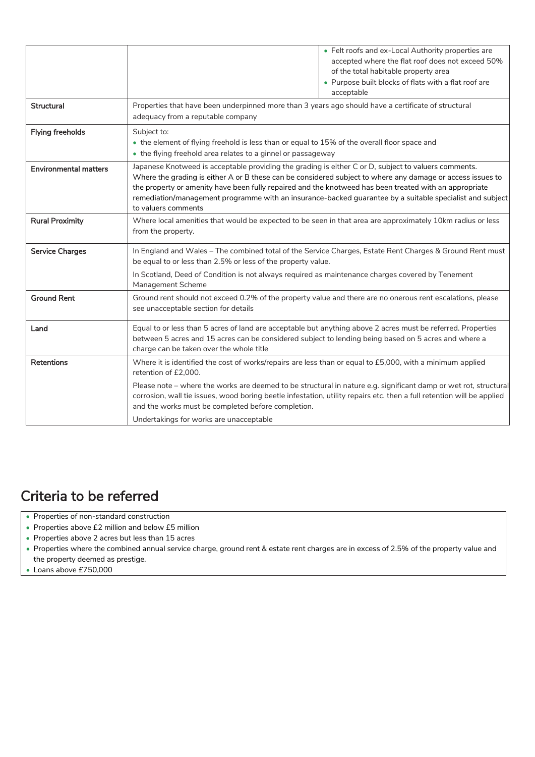| | | |
|---|---|---|
| | | • Felt roofs and ex-Local Authority properties are accepted where the flat roof does not exceed 50% of the total habitable property area<br>• Purpose built blocks of flats with a flat roof are acceptable |
| **Structural** | Properties that have been underpinned more than 3 years ago should have a certificate of structural adequacy from a reputable company | |
| **Flying freeholds** | Subject to:<br>• the element of flying freehold is less than or equal to 15% of the overall floor space and<br>• the flying freehold area relates to a ginnel or passageway | |
| **Environmental matters** | Japanese Knotweed is acceptable providing the grading is either C or D, subject to valuers comments. Where the grading is either A or B these can be considered subject to where any damage or access issues to the property or amenity have been fully repaired and the knotweed has been treated with an appropriate remediation/management programme with an insurance-backed guarantee by a suitable specialist and subject to valuers comments | |
| **Rural Proximity** | Where local amenities that would be expected to be seen in that area are approximately 10km radius or less from the property. | |
| **Service Charges** | In England and Wales – The combined total of the Service Charges, Estate Rent Charges & Ground Rent must be equal to or less than 2.5% or less of the property value.<br>In Scotland, Deed of Condition is not always required as maintenance charges covered by Tenement Management Scheme | |
| **Ground Rent** | Ground rent should not exceed 0.2% of the property value and there are no onerous rent escalations, please see unacceptable section for details | |
| **Land** | Equal to or less than 5 acres of land are acceptable but anything above 2 acres must be referred. Properties between 5 acres and 15 acres can be considered subject to lending being based on 5 acres and where a charge can be taken over the whole title | |
| **Retentions** | Where it is identified the cost of works/repairs are less than or equal to £5,000, with a minimum applied retention of £2,000.<br>Please note – where the works are deemed to be structural in nature e.g. significant damp or wet rot, structural corrosion, wall tie issues, wood boring beetle infestation, utility repairs etc. then a full retention will be applied and the works must be completed before completion.<br>Undertakings for works are unacceptable | |

## Criteria to be referred

- Properties of non-standard construction
- Properties above £2 million and below £5 million
- Properties above 2 acres but less than 15 acres
- Properties where the combined annual service charge, ground rent & estate rent charges are in excess of 2.5% of the property value and the property deemed as prestige.
- Loans above £750,000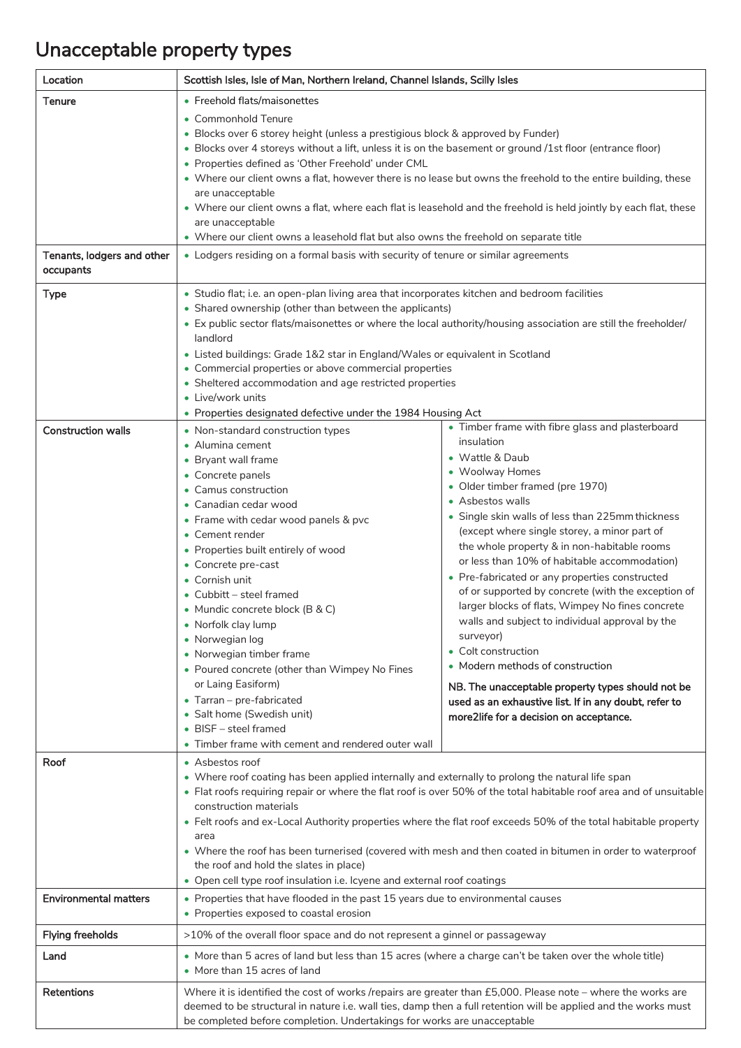# Unacceptable property types

| Location | Scottish Isles, Isle of Man, Northern Ireland, Channel Islands, Scilly Isles |
|---|---|
| Tenure | • Freehold flats/maisonettes<br>• Commonhold Tenure<br>• Blocks over 6 storey height (unless a prestigious block & approved by Funder)<br>• Blocks over 4 storeys without a lift, unless it is on the basement or ground /1st floor (entrance floor)<br>• Properties defined as 'Other Freehold' under CML<br>• Where our client owns a flat, however there is no lease but owns the freehold to the entire building, these are unacceptable<br>• Where our client owns a flat, where each flat is leasehold and the freehold is held jointly by each flat, these are unacceptable<br>• Where our client owns a leasehold flat but also owns the freehold on separate title |
| Tenants, lodgers and other occupants | • Lodgers residing on a formal basis with security of tenure or similar agreements |
| Type | • Studio flat; i.e. an open-plan living area that incorporates kitchen and bedroom facilities<br>• Shared ownership (other than between the applicants)<br>• Ex public sector flats/maisonettes or where the local authority/housing association are still the freeholder/landlord<br>• Listed buildings: Grade 1&2 star in England/Wales or equivalent in Scotland<br>• Commercial properties or above commercial properties<br>• Sheltered accommodation and age restricted properties<br>• Live/work units<br>• Properties designated defective under the 1984 Housing Act |
| Construction walls | • Non-standard construction types<br>• Alumina cement<br>• Bryant wall frame<br>• Concrete panels<br>• Camus construction<br>• Canadian cedar wood<br>• Frame with cedar wood panels & pvc<br>• Cement render<br>• Properties built entirely of wood<br>• Concrete pre-cast<br>• Cornish unit<br>• Cubbitt – steel framed<br>• Mundic concrete block (B & C)<br>• Norfolk clay lump<br>• Norwegian log<br>• Norwegian timber frame<br>• Poured concrete (other than Wimpey No Fines or Laing Easiform)<br>• Tarran – pre-fabricated<br>• Salt home (Swedish unit)<br>• BISF – steel framed<br>• Timber frame with cement and rendered outer wall<br>• Timber frame with fibre glass and plasterboard insulation<br>• Wattle & Daub<br>• Woolway Homes<br>• Older timber framed (pre 1970)<br>• Asbestos walls<br>• Single skin walls of less than 225mm thickness (except where single storey, a minor part of the whole property & in non-habitable rooms or less than 10% of habitable accommodation)<br>• Pre-fabricated or any properties constructed of or supported by concrete (with the exception of larger blocks of flats, Wimpey No fines concrete walls and subject to individual approval by the surveyor)<br>• Colt construction<br>• Modern methods of construction<br><br>**NB. The unacceptable property types should not be used as an exhaustive list. If in any doubt, refer to more2life for a decision on acceptance.** |
| Roof | • Asbestos roof<br>• Where roof coating has been applied internally and externally to prolong the natural life span<br>• Flat roofs requiring repair or where the flat roof is over 50% of the total habitable roof area and of unsuitable construction materials<br>• Felt roofs and ex-Local Authority properties where the flat roof exceeds 50% of the total habitable property area<br>• Where the roof has been turnerised (covered with mesh and then coated in bitumen in order to waterproof the roof and hold the slates in place)<br>• Open cell type roof insulation i.e. Icyene and external roof coatings |
| Environmental matters | • Properties that have flooded in the past 15 years due to environmental causes<br>• Properties exposed to coastal erosion |
| Flying freeholds | >10% of the overall floor space and do not represent a ginnel or passageway |
| Land | • More than 5 acres of land but less than 15 acres (where a charge can't be taken over the whole title)<br>• More than 15 acres of land |
| Retentions | Where it is identified the cost of works /repairs are greater than £5,000. Please note – where the works are deemed to be structural in nature i.e. wall ties, damp then a full retention will be applied and the works must be completed before completion. Undertakings for works are unacceptable |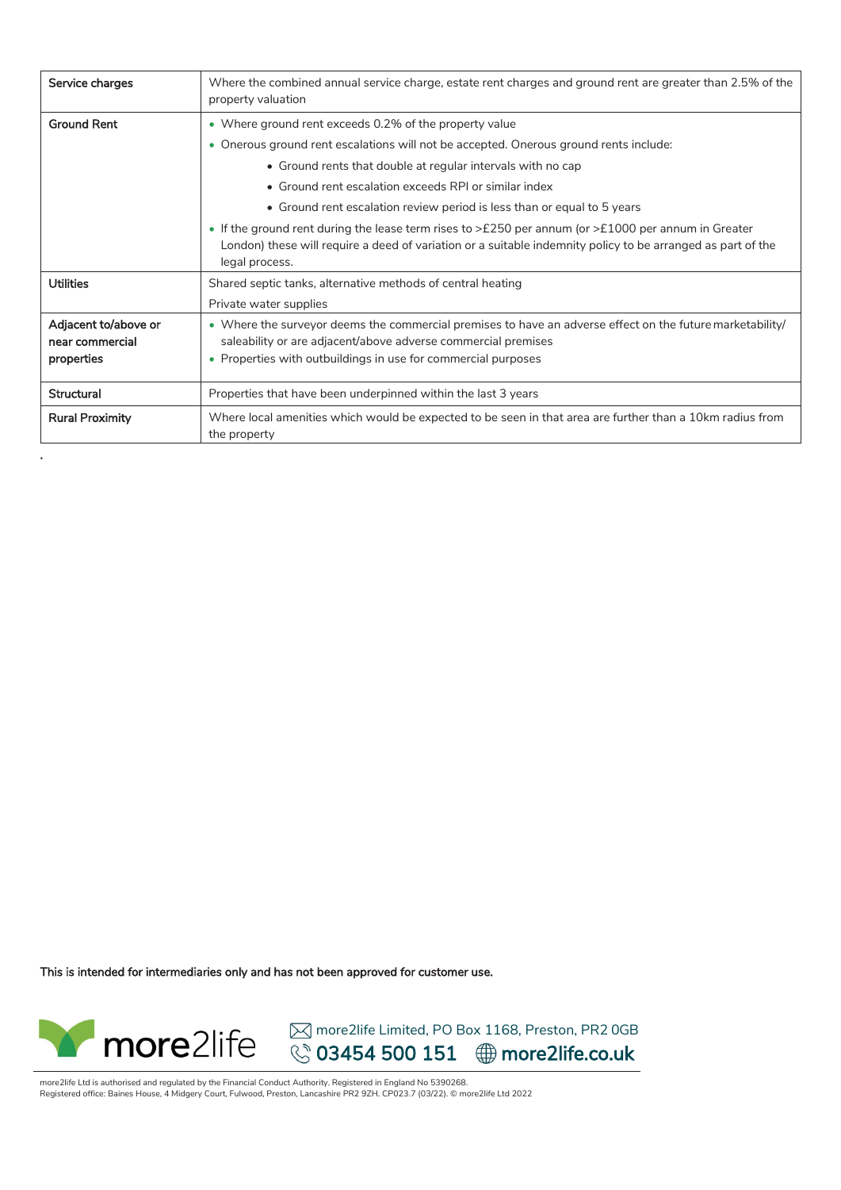| | |
|---|---|
| Service charges | Where the combined annual service charge, estate rent charges and ground rent are greater than 2.5% of the property valuation |
| Ground Rent | • Where ground rent exceeds 0.2% of the property value<br>• Onerous ground rent escalations will not be accepted. Onerous ground rents include:<br>  • Ground rents that double at regular intervals with no cap<br>  • Ground rent escalation exceeds RPI or similar index<br>  • Ground rent escalation review period is less than or equal to 5 years<br>• If the ground rent during the lease term rises to >£250 per annum (or >£1000 per annum in Greater London) these will require a deed of variation or a suitable indemnity policy to be arranged as part of the legal process. |
| Utilities | Shared septic tanks, alternative methods of central heating<br>Private water supplies |
| Adjacent to/above or near commercial properties | • Where the surveyor deems the commercial premises to have an adverse effect on the future marketability/ saleability or are adjacent/above adverse commercial premises<br>• Properties with outbuildings in use for commercial purposes |
| Structural | Properties that have been underpinned within the last 3 years |
| Rural Proximity | Where local amenities which would be expected to be seen in that area are further than a 10km radius from the property |

**This is intended for intermediaries only and has not been approved for customer use.**

more2life

more2life Limited, PO Box 1168, Preston, PR2 0GB

**03454 500 151** **more2life.co.uk**

more2life Ltd is authorised and regulated by the Financial Conduct Authority. Registered in England No 5390268.
Registered office: Baines House, 4 Midgery Court, Fulwood, Preston, Lancashire PR2 9ZH. CP023.7 (03/22). © more2life Ltd 2022